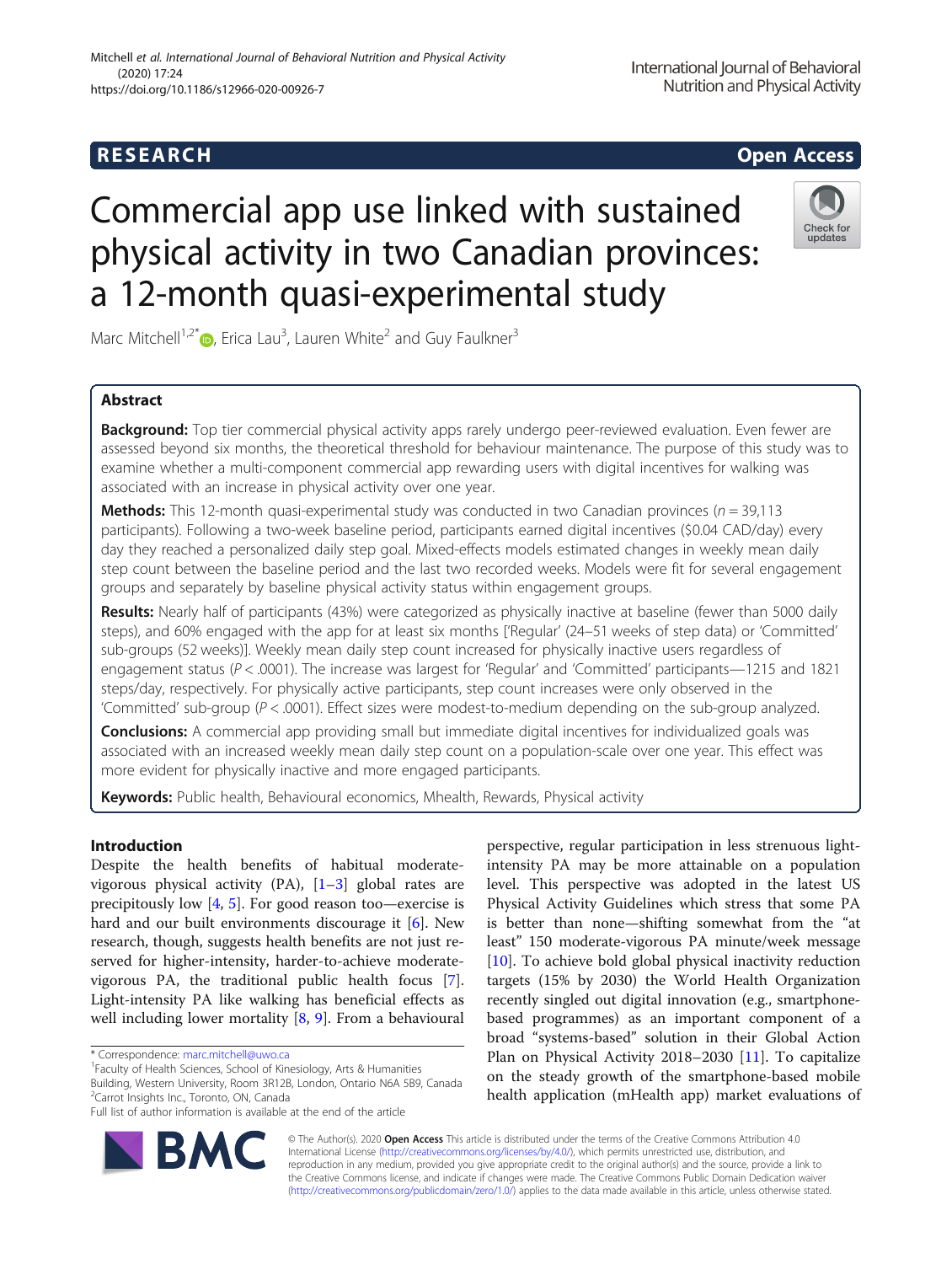RESEARCH Open Access

# Commercial app use linked with sustained physical activity in two Canadian provinces: a 12-month quasi-experimental study

Marc Mitchell[1,2*], Erica Lau[3], Lauren White[2] and Guy Faulkner[3]

## Abstract

**Background:** Top tier commercial physical activity apps rarely undergo peer-reviewed evaluation. Even fewer are assessed beyond six months, the theoretical threshold for behaviour maintenance. The purpose of this study was to examine whether a multi-component commercial app rewarding users with digital incentives for walking was associated with an increase in physical activity over one year.

**Methods:** This 12-month quasi-experimental study was conducted in two Canadian provinces ($n = 39,113$ participants). Following a two-week baseline period, participants earned digital incentives ($0.04 CAD/day) every day they reached a personalized daily step goal. Mixed-effects models estimated changes in weekly mean daily step count between the baseline period and the last two recorded weeks. Models were fit for several engagement groups and separately by baseline physical activity status within engagement groups.

**Results:** Nearly half of participants (43%) were categorized as physically inactive at baseline (fewer than 5000 daily steps), and 60% engaged with the app for at least six months ['Regular' (24–51 weeks of step data) or 'Committed' sub-groups (52 weeks)]. Weekly mean daily step count increased for physically inactive users regardless of engagement status ($P < .0001$). The increase was largest for 'Regular' and 'Committed' participants—1215 and 1821 steps/day, respectively. For physically active participants, step count increases were only observed in the 'Committed' sub-group ($P < .0001$). Effect sizes were modest-to-medium depending on the sub-group analyzed.

**Conclusions:** A commercial app providing small but immediate digital incentives for individualized goals was associated with an increased weekly mean daily step count on a population-scale over one year. This effect was more evident for physically inactive and more engaged participants.

**Keywords:** Public health, Behavioural economics, Mhealth, Rewards, Physical activity

## Introduction

Despite the health benefits of habitual moderate-vigorous physical activity (PA), [1–3] global rates are precipitously low [4, 5]. For good reason too—exercise is hard and our built environments discourage it [6]. New research, though, suggests health benefits are not just reserved for higher-intensity, harder-to-achieve moderate-vigorous PA, the traditional public health focus [7]. Light-intensity PA like walking has beneficial effects as well including lower mortality [8, 9]. From a behavioural perspective, regular participation in less strenuous light-intensity PA may be more attainable on a population level. This perspective was adopted in the latest US Physical Activity Guidelines which stress that some PA is better than none—shifting somewhat from the "at least" 150 moderate-vigorous PA minute/week message [10]. To achieve bold global physical inactivity reduction targets (15% by 2030) the World Health Organization recently singled out digital innovation (e.g., smartphone-based programmes) as an important component of a broad "systems-based" solution in their Global Action Plan on Physical Activity 2018–2030 [11]. To capitalize on the steady growth of the smartphone-based mobile health application (mHealth app) market evaluations of

\* Correspondence: marc.mitchell@uwo.ca

[1]Faculty of Health Sciences, School of Kinesiology, Arts & Humanities Building, Western University, Room 3R12B, London, Ontario N6A 5B9, Canada

[2]Carrot Insights Inc., Toronto, ON, Canada

Full list of author information is available at the end of the article

© The Author(s). 2020 **Open Access** This article is distributed under the terms of the Creative Commons Attribution 4.0 International License (http://creativecommons.org/licenses/by/4.0/), which permits unrestricted use, distribution, and reproduction in any medium, provided you give appropriate credit to the original author(s) and the source, provide a link to the Creative Commons license, and indicate if changes were made. The Creative Commons Public Domain Dedication waiver (http://creativecommons.org/publicdomain/zero/1.0/) applies to the data made available in this article, unless otherwise stated.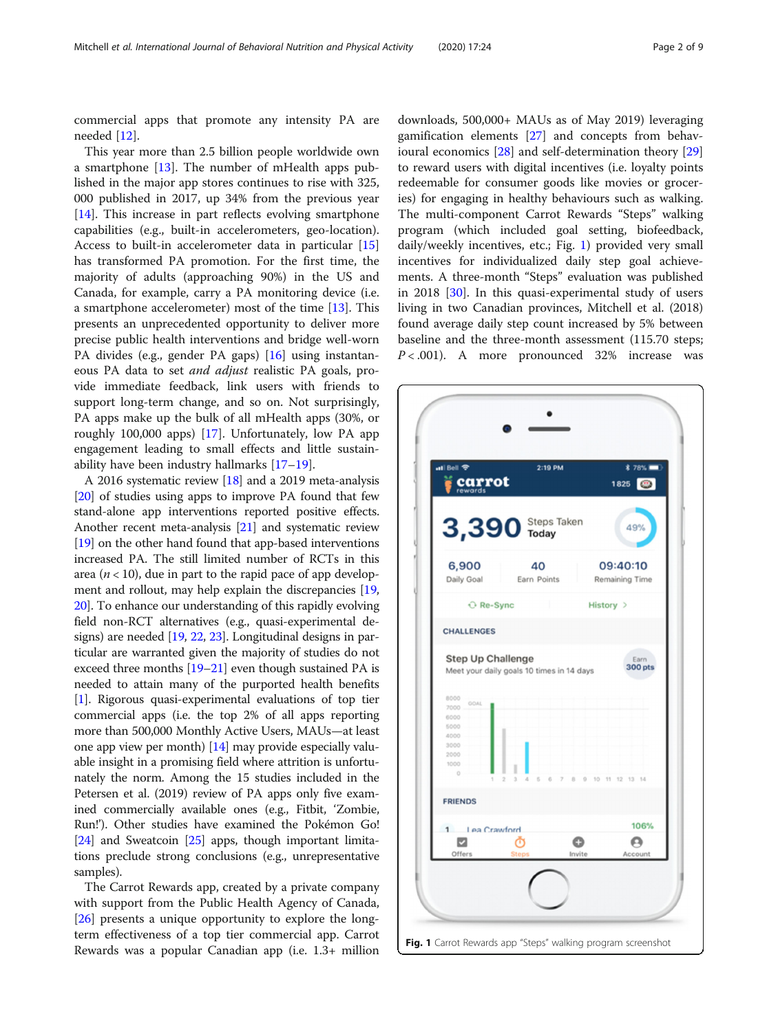commercial apps that promote any intensity PA are needed [12].

This year more than 2.5 billion people worldwide own a smartphone [13]. The number of mHealth apps published in the major app stores continues to rise with 325,000 published in 2017, up 34% from the previous year [14]. This increase in part reflects evolving smartphone capabilities (e.g., built-in accelerometers, geo-location). Access to built-in accelerometer data in particular [15] has transformed PA promotion. For the first time, the majority of adults (approaching 90%) in the US and Canada, for example, carry a PA monitoring device (i.e. a smartphone accelerometer) most of the time [13]. This presents an unprecedented opportunity to deliver more precise public health interventions and bridge well-worn PA divides (e.g., gender PA gaps) [16] using instantaneous PA data to set *and adjust* realistic PA goals, provide immediate feedback, link users with friends to support long-term change, and so on. Not surprisingly, PA apps make up the bulk of all mHealth apps (30%, or roughly 100,000 apps) [17]. Unfortunately, low PA app engagement leading to small effects and little sustainability have been industry hallmarks [17–19].

A 2016 systematic review [18] and a 2019 meta-analysis [20] of studies using apps to improve PA found that few stand-alone app interventions reported positive effects. Another recent meta-analysis [21] and systematic review [19] on the other hand found that app-based interventions increased PA. The still limited number of RCTs in this area ($n < 10$), due in part to the rapid pace of app development and rollout, may help explain the discrepancies [19, 20]. To enhance our understanding of this rapidly evolving field non-RCT alternatives (e.g., quasi-experimental designs) are needed [19, 22, 23]. Longitudinal designs in particular are warranted given the majority of studies do not exceed three months [19–21] even though sustained PA is needed to attain many of the purported health benefits [1]. Rigorous quasi-experimental evaluations of top tier commercial apps (i.e. the top 2% of all apps reporting more than 500,000 Monthly Active Users, MAUs—at least one app view per month) [14] may provide especially valuable insight in a promising field where attrition is unfortunately the norm. Among the 15 studies included in the Petersen et al. (2019) review of PA apps only five examined commercially available ones (e.g., Fitbit, 'Zombie, Run!'). Other studies have examined the Pokémon Go! [24] and Sweatcoin [25] apps, though important limitations preclude strong conclusions (e.g., unrepresentative samples).

The Carrot Rewards app, created by a private company with support from the Public Health Agency of Canada, [26] presents a unique opportunity to explore the long-term effectiveness of a top tier commercial app. Carrot Rewards was a popular Canadian app (i.e. 1.3+ million downloads, 500,000+ MAUs as of May 2019) leveraging gamification elements [27] and concepts from behavioural economics [28] and self-determination theory [29] to reward users with digital incentives (i.e. loyalty points redeemable for consumer goods like movies or groceries) for engaging in healthy behaviours such as walking. The multi-component Carrot Rewards "Steps" walking program (which included goal setting, biofeedback, daily/weekly incentives, etc.; Fig. 1) provided very small incentives for individualized daily step goal achievements. A three-month "Steps" evaluation was published in 2018 [30]. In this quasi-experimental study of users living in two Canadian provinces, Mitchell et al. (2018) found average daily step count increased by 5% between baseline and the three-month assessment (115.70 steps; $P < .001$). A more pronounced 32% increase was

**Fig. 1** Carrot Rewards app "Steps" walking program screenshot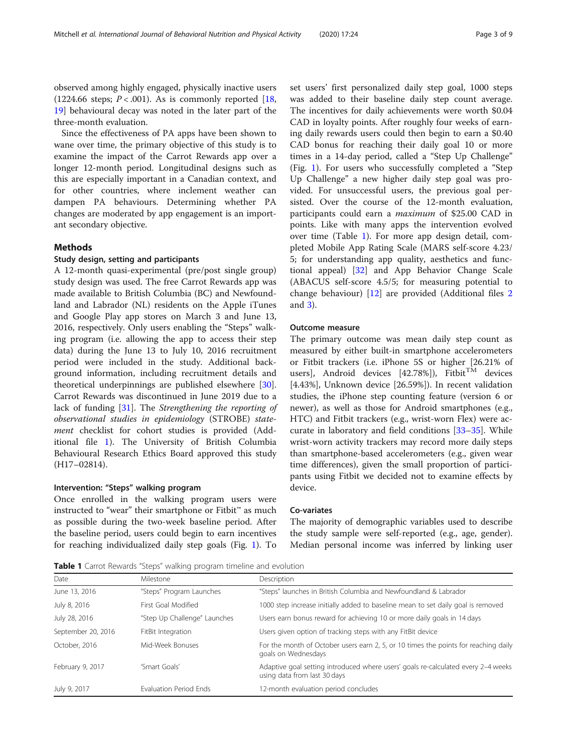observed among highly engaged, physically inactive users (1224.66 steps; $P < .001$). As is commonly reported [18, 19] behavioural decay was noted in the later part of the three-month evaluation.

Since the effectiveness of PA apps have been shown to wane over time, the primary objective of this study is to examine the impact of the Carrot Rewards app over a longer 12-month period. Longitudinal designs such as this are especially important in a Canadian context, and for other countries, where inclement weather can dampen PA behaviours. Determining whether PA changes are moderated by app engagement is an important secondary objective.

## Methods

### Study design, setting and participants

A 12-month quasi-experimental (pre/post single group) study design was used. The free Carrot Rewards app was made available to British Columbia (BC) and Newfoundland and Labrador (NL) residents on the Apple iTunes and Google Play app stores on March 3 and June 13, 2016, respectively. Only users enabling the "Steps" walking program (i.e. allowing the app to access their step data) during the June 13 to July 10, 2016 recruitment period were included in the study. Additional background information, including recruitment details and theoretical underpinnings are published elsewhere [30]. Carrot Rewards was discontinued in June 2019 due to a lack of funding [31]. The *Strengthening the reporting of observational studies in epidemiology* (STROBE) *statement* checklist for cohort studies is provided (Additional file 1). The University of British Columbia Behavioural Research Ethics Board approved this study (H17–02814).

### Intervention: "Steps" walking program

Once enrolled in the walking program users were instructed to "wear" their smartphone or Fitbit™ as much as possible during the two-week baseline period. After the baseline period, users could begin to earn incentives for reaching individualized daily step goals (Fig. 1). To set users' first personalized daily step goal, 1000 steps was added to their baseline daily step count average. The incentives for daily achievements were worth \$0.04 CAD in loyalty points. After roughly four weeks of earning daily rewards users could then begin to earn a \$0.40 CAD bonus for reaching their daily goal 10 or more times in a 14-day period, called a "Step Up Challenge" (Fig. 1). For users who successfully completed a "Step Up Challenge" a new higher daily step goal was provided. For unsuccessful users, the previous goal persisted. Over the course of the 12-month evaluation, participants could earn a *maximum* of \$25.00 CAD in points. Like with many apps the intervention evolved over time (Table 1). For more app design detail, completed Mobile App Rating Scale (MARS self-score 4.23/5; for understanding app quality, aesthetics and functional appeal) [32] and App Behavior Change Scale (ABACUS self-score 4.5/5; for measuring potential to change behaviour) [12] are provided (Additional files 2 and 3).

### Outcome measure

The primary outcome was mean daily step count as measured by either built-in smartphone accelerometers or Fitbit trackers (i.e. iPhone 5S or higher [26.21% of users], Android devices [42.78%]), Fitbit™ devices [4.43%], Unknown device [26.59%]). In recent validation studies, the iPhone step counting feature (version 6 or newer), as well as those for Android smartphones (e.g., HTC) and Fitbit trackers (e.g., wrist-worn Flex) were accurate in laboratory and field conditions [33–35]. While wrist-worn activity trackers may record more daily steps than smartphone-based accelerometers (e.g., given wear time differences), given the small proportion of participants using Fitbit we decided not to examine effects by device.

### Co-variates

The majority of demographic variables used to describe the study sample were self-reported (e.g., age, gender). Median personal income was inferred by linking user

**Table 1** Carrot Rewards "Steps" walking program timeline and evolution

| Date | Milestone | Description |
|---|---|---|
| June 13, 2016 | "Steps" Program Launches | "Steps" launches in British Columbia and Newfoundland & Labrador |
| July 8, 2016 | First Goal Modified | 1000 step increase initially added to baseline mean to set daily goal is removed |
| July 28, 2016 | "Step Up Challenge" Launches | Users earn bonus reward for achieving 10 or more daily goals in 14 days |
| September 20, 2016 | FitBit Integration | Users given option of tracking steps with any FitBit device |
| October, 2016 | Mid-Week Bonuses | For the month of October users earn 2, 5, or 10 times the points for reaching daily goals on Wednesdays |
| February 9, 2017 | 'Smart Goals' | Adaptive goal setting introduced where users' goals re-calculated every 2–4 weeks using data from last 30 days |
| July 9, 2017 | Evaluation Period Ends | 12-month evaluation period concludes |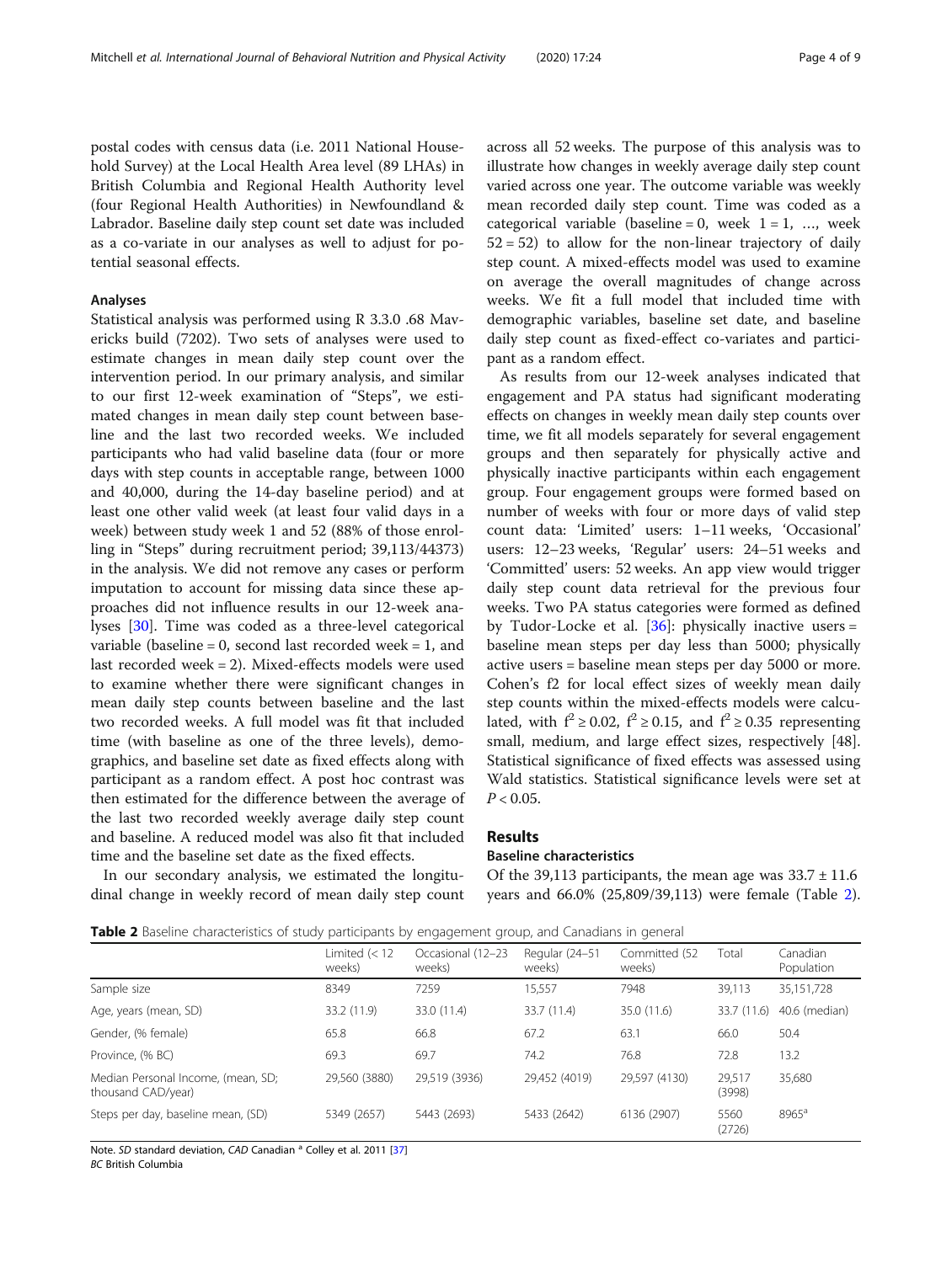postal codes with census data (i.e. 2011 National Household Survey) at the Local Health Area level (89 LHAs) in British Columbia and Regional Health Authority level (four Regional Health Authorities) in Newfoundland & Labrador. Baseline daily step count set date was included as a co-variate in our analyses as well to adjust for potential seasonal effects.

### Analyses

Statistical analysis was performed using R 3.3.0 .68 Mavericks build (7202). Two sets of analyses were used to estimate changes in mean daily step count over the intervention period. In our primary analysis, and similar to our first 12-week examination of "Steps", we estimated changes in mean daily step count between baseline and the last two recorded weeks. We included participants who had valid baseline data (four or more days with step counts in acceptable range, between 1000 and 40,000, during the 14-day baseline period) and at least one other valid week (at least four valid days in a week) between study week 1 and 52 (88% of those enrolling in "Steps" during recruitment period; 39,113/44373) in the analysis. We did not remove any cases or perform imputation to account for missing data since these approaches did not influence results in our 12-week analyses [30]. Time was coded as a three-level categorical variable (baseline = 0, second last recorded week = 1, and last recorded week = 2). Mixed-effects models were used to examine whether there were significant changes in mean daily step counts between baseline and the last two recorded weeks. A full model was fit that included time (with baseline as one of the three levels), demographics, and baseline set date as fixed effects along with participant as a random effect. A post hoc contrast was then estimated for the difference between the average of the last two recorded weekly average daily step count and baseline. A reduced model was also fit that included time and the baseline set date as the fixed effects.

In our secondary analysis, we estimated the longitudinal change in weekly record of mean daily step count across all 52 weeks. The purpose of this analysis was to illustrate how changes in weekly average daily step count varied across one year. The outcome variable was weekly mean recorded daily step count. Time was coded as a categorical variable (baseline = 0, week 1 = 1, …, week 52 = 52) to allow for the non-linear trajectory of daily step count. A mixed-effects model was used to examine on average the overall magnitudes of change across weeks. We fit a full model that included time with demographic variables, baseline set date, and baseline daily step count as fixed-effect co-variates and participant as a random effect.

As results from our 12-week analyses indicated that engagement and PA status had significant moderating effects on changes in weekly mean daily step counts over time, we fit all models separately for several engagement groups and then separately for physically active and physically inactive participants within each engagement group. Four engagement groups were formed based on number of weeks with four or more days of valid step count data: 'Limited' users: 1–11 weeks, 'Occasional' users: 12–23 weeks, 'Regular' users: 24–51 weeks and 'Committed' users: 52 weeks. An app view would trigger daily step count data retrieval for the previous four weeks. Two PA status categories were formed as defined by Tudor-Locke et al. [36]: physically inactive users = baseline mean steps per day less than 5000; physically active users = baseline mean steps per day 5000 or more. Cohen's f2 for local effect sizes of weekly mean daily step counts within the mixed-effects models were calculated, with $f^2 \geq 0.02$, $f^2 \geq 0.15$, and $f^2 \geq 0.35$ representing small, medium, and large effect sizes, respectively [48]. Statistical significance of fixed effects was assessed using Wald statistics. Statistical significance levels were set at $P < 0.05$.

## Results

### Baseline characteristics

Of the 39,113 participants, the mean age was 33.7 ± 11.6 years and 66.0% (25,809/39,113) were female (Table 2).

**Table 2** Baseline characteristics of study participants by engagement group, and Canadians in general

| | Limited (< 12 weeks) | Occasional (12–23 weeks) | Regular (24–51 weeks) | Committed (52 weeks) | Total | Canadian Population |
|---|---|---|---|---|---|---|
| Sample size | 8349 | 7259 | 15,557 | 7948 | 39,113 | 35,151,728 |
| Age, years (mean, SD) | 33.2 (11.9) | 33.0 (11.4) | 33.7 (11.4) | 35.0 (11.6) | 33.7 (11.6) | 40.6 (median) |
| Gender, (% female) | 65.8 | 66.8 | 67.2 | 63.1 | 66.0 | 50.4 |
| Province, (% BC) | 69.3 | 69.7 | 74.2 | 76.8 | 72.8 | 13.2 |
| Median Personal Income, (mean, SD; thousand CAD/year) | 29,560 (3880) | 29,519 (3936) | 29,452 (4019) | 29,597 (4130) | 29,517 (3998) | 35,680 |
| Steps per day, baseline mean, (SD) | 5349 (2657) | 5443 (2693) | 5433 (2642) | 6136 (2907) | 5560 (2726) | 8965[a] |

Note. *SD* standard deviation, *CAD* Canadian [a] Colley et al. 2011 [37]
*BC* British Columbia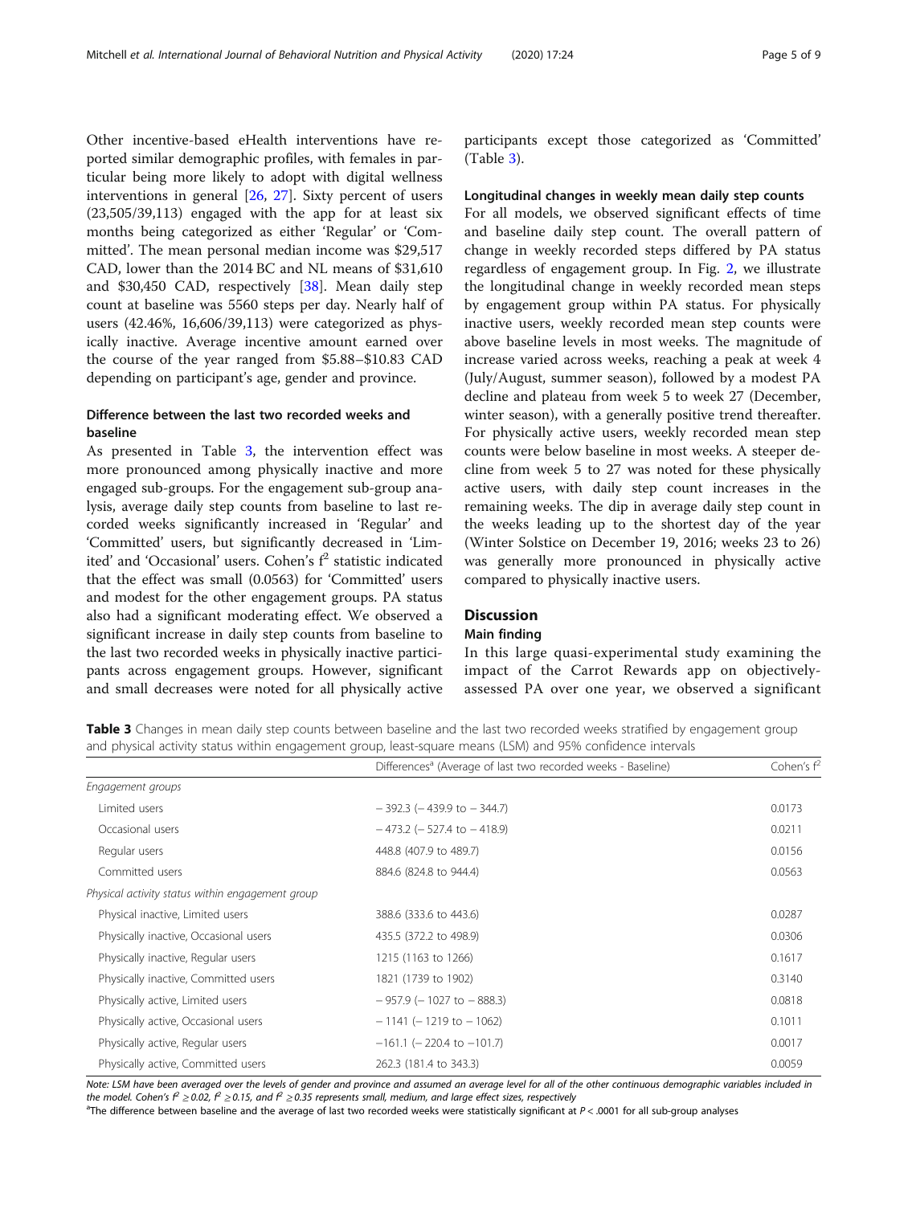Other incentive-based eHealth interventions have reported similar demographic profiles, with females in particular being more likely to adopt with digital wellness interventions in general [26, 27]. Sixty percent of users (23,505/39,113) engaged with the app for at least six months being categorized as either 'Regular' or 'Committed'. The mean personal median income was $29,517 CAD, lower than the 2014 BC and NL means of $31,610 and $30,450 CAD, respectively [38]. Mean daily step count at baseline was 5560 steps per day. Nearly half of users (42.46%, 16,606/39,113) were categorized as physically inactive. Average incentive amount earned over the course of the year ranged from $5.88–$10.83 CAD depending on participant's age, gender and province.

### Difference between the last two recorded weeks and baseline

As presented in Table 3, the intervention effect was more pronounced among physically inactive and more engaged sub-groups. For the engagement sub-group analysis, average daily step counts from baseline to last recorded weeks significantly increased in 'Regular' and 'Committed' users, but significantly decreased in 'Limited' and 'Occasional' users. Cohen's $f^2$ statistic indicated that the effect was small (0.0563) for 'Committed' users and modest for the other engagement groups. PA status also had a significant moderating effect. We observed a significant increase in daily step counts from baseline to the last two recorded weeks in physically inactive participants across engagement groups. However, significant and small decreases were noted for all physically active participants except those categorized as 'Committed' (Table 3).

### Longitudinal changes in weekly mean daily step counts

For all models, we observed significant effects of time and baseline daily step count. The overall pattern of change in weekly recorded steps differed by PA status regardless of engagement group. In Fig. 2, we illustrate the longitudinal change in weekly recorded mean steps by engagement group within PA status. For physically inactive users, weekly recorded mean step counts were above baseline levels in most weeks. The magnitude of increase varied across weeks, reaching a peak at week 4 (July/August, summer season), followed by a modest PA decline and plateau from week 5 to week 27 (December, winter season), with a generally positive trend thereafter. For physically active users, weekly recorded mean step counts were below baseline in most weeks. A steeper decline from week 5 to 27 was noted for these physically active users, with daily step count increases in the remaining weeks. The dip in average daily step count in the weeks leading up to the shortest day of the year (Winter Solstice on December 19, 2016; weeks 23 to 26) was generally more pronounced in physically active compared to physically inactive users.

## Discussion

### Main finding

In this large quasi-experimental study examining the impact of the Carrot Rewards app on objectively-assessed PA over one year, we observed a significant

**Table 3** Changes in mean daily step counts between baseline and the last two recorded weeks stratified by engagement group and physical activity status within engagement group, least-square means (LSM) and 95% confidence intervals

| | Differences[a] (Average of last two recorded weeks - Baseline) | Cohen's $f^2$ |
|---|---|---|
| *Engagement groups* | | |
| Limited users | −392.3 (−439.9 to −344.7) | 0.0173 |
| Occasional users | −473.2 (−527.4 to −418.9) | 0.0211 |
| Regular users | 448.8 (407.9 to 489.7) | 0.0156 |
| Committed users | 884.6 (824.8 to 944.4) | 0.0563 |
| *Physical activity status within engagement group* | | |
| Physical inactive, Limited users | 388.6 (333.6 to 443.6) | 0.0287 |
| Physically inactive, Occasional users | 435.5 (372.2 to 498.9) | 0.0306 |
| Physically inactive, Regular users | 1215 (1163 to 1266) | 0.1617 |
| Physically inactive, Committed users | 1821 (1739 to 1902) | 0.3140 |
| Physically active, Limited users | −957.9 (−1027 to −888.3) | 0.0818 |
| Physically active, Occasional users | −1141 (−1219 to −1062) | 0.1011 |
| Physically active, Regular users | −161.1 (−220.4 to −101.7) | 0.0017 |
| Physically active, Committed users | 262.3 (181.4 to 343.3) | 0.0059 |

*Note: LSM have been averaged over the levels of gender and province and assumed an average level for all of the other continuous demographic variables included in the model. Cohen's $f^2 \geq 0.02$, $f^2 \geq 0.15$, and $f^2 \geq 0.35$ represents small, medium, and large effect sizes, respectively*

[a]The difference between baseline and the average of last two recorded weeks were statistically significant at $P < .0001$ for all sub-group analyses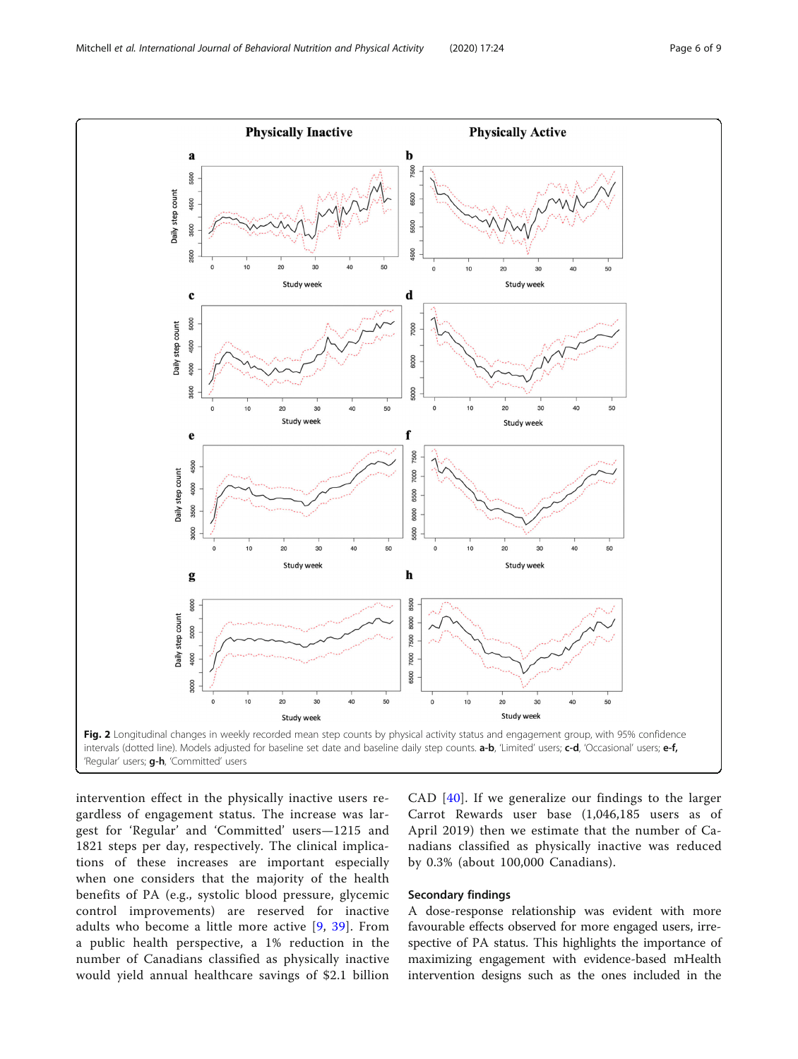Physically Inactive

Physically Active

a

Daily step count

5500
4500
3500
2500

0 10 20 30 40 50

Study week

b

7500
6500
5500
4500

0 10 20 30 40 50

Study week

c

Daily step count

5000
4500
4000
3500

0 10 20 30 40 50

Study week

d

7000
6000
5000

0 10 20 30 40 50

Study week

e

Daily step count

4500
4000
3500
3000

0 10 20 30 40 50

Study week

f

7500
7000
6500
6000
5500

0 10 20 30 40 50

Study week

g

Daily step count

6000
5000
4000
3000

0 10 20 30 40 50

Study week

h

8500
8000
7500
7000
6500

0 10 20 30 40 50

Study week

**Fig. 2** Longitudinal changes in weekly recorded mean step counts by physical activity status and engagement group, with 95% confidence intervals (dotted line). Models adjusted for baseline set date and baseline daily step counts. **a-b**, 'Limited' users; **c-d**, 'Occasional' users; **e-f**, 'Regular' users; **g-h**, 'Committed' users

intervention effect in the physically inactive users regardless of engagement status. The increase was largest for 'Regular' and 'Committed' users—1215 and 1821 steps per day, respectively. The clinical implications of these increases are important especially when one considers that the majority of the health benefits of PA (e.g., systolic blood pressure, glycemic control improvements) are reserved for inactive adults who become a little more active [9, 39]. From a public health perspective, a 1% reduction in the number of Canadians classified as physically inactive would yield annual healthcare savings of $2.1 billion CAD [40]. If we generalize our findings to the larger Carrot Rewards user base (1,046,185 users as of April 2019) then we estimate that the number of Canadians classified as physically inactive was reduced by 0.3% (about 100,000 Canadians).

## Secondary findings

A dose-response relationship was evident with more favourable effects observed for more engaged users, irrespective of PA status. This highlights the importance of maximizing engagement with evidence-based mHealth intervention designs such as the ones included in the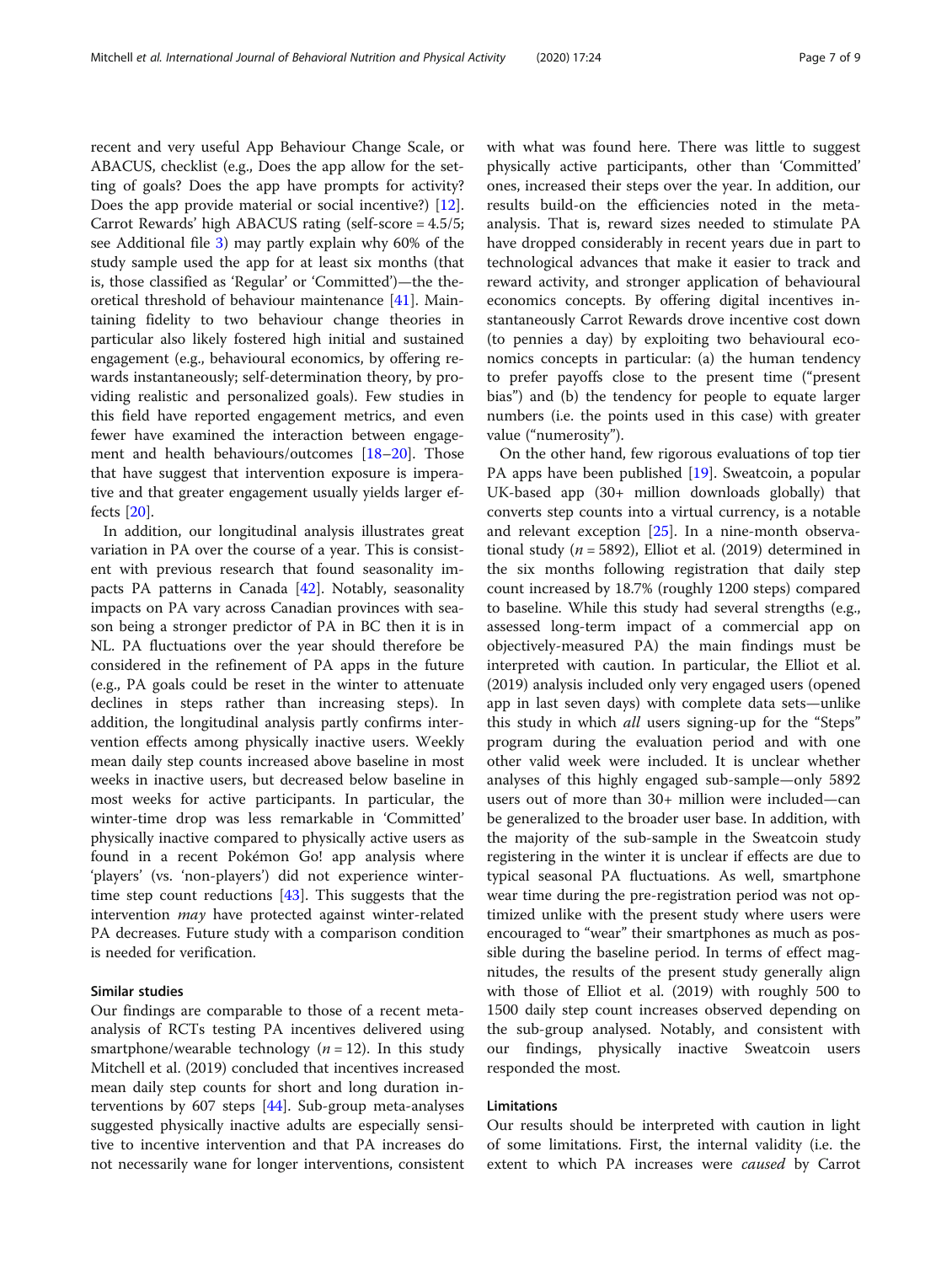recent and very useful App Behaviour Change Scale, or ABACUS, checklist (e.g., Does the app allow for the setting of goals? Does the app have prompts for activity? Does the app provide material or social incentive?) [12]. Carrot Rewards' high ABACUS rating (self-score = 4.5/5; see Additional file 3) may partly explain why 60% of the study sample used the app for at least six months (that is, those classified as 'Regular' or 'Committed')—the theoretical threshold of behaviour maintenance [41]. Maintaining fidelity to two behaviour change theories in particular also likely fostered high initial and sustained engagement (e.g., behavioural economics, by offering rewards instantaneously; self-determination theory, by providing realistic and personalized goals). Few studies in this field have reported engagement metrics, and even fewer have examined the interaction between engagement and health behaviours/outcomes [18–20]. Those that have suggest that intervention exposure is imperative and that greater engagement usually yields larger effects [20].

In addition, our longitudinal analysis illustrates great variation in PA over the course of a year. This is consistent with previous research that found seasonality impacts PA patterns in Canada [42]. Notably, seasonality impacts on PA vary across Canadian provinces with season being a stronger predictor of PA in BC then it is in NL. PA fluctuations over the year should therefore be considered in the refinement of PA apps in the future (e.g., PA goals could be reset in the winter to attenuate declines in steps rather than increasing steps). In addition, the longitudinal analysis partly confirms intervention effects among physically inactive users. Weekly mean daily step counts increased above baseline in most weeks in inactive users, but decreased below baseline in most weeks for active participants. In particular, the winter-time drop was less remarkable in 'Committed' physically inactive compared to physically active users as found in a recent Pokémon Go! app analysis where 'players' (vs. 'non-players') did not experience winter-time step count reductions [43]. This suggests that the intervention *may* have protected against winter-related PA decreases. Future study with a comparison condition is needed for verification.

### Similar studies

Our findings are comparable to those of a recent meta-analysis of RCTs testing PA incentives delivered using smartphone/wearable technology ($n = 12$). In this study Mitchell et al. (2019) concluded that incentives increased mean daily step counts for short and long duration interventions by 607 steps [44]. Sub-group meta-analyses suggested physically inactive adults are especially sensitive to incentive intervention and that PA increases do not necessarily wane for longer interventions, consistent with what was found here. There was little to suggest physically active participants, other than 'Committed' ones, increased their steps over the year. In addition, our results build-on the efficiencies noted in the meta-analysis. That is, reward sizes needed to stimulate PA have dropped considerably in recent years due in part to technological advances that make it easier to track and reward activity, and stronger application of behavioural economics concepts. By offering digital incentives instantaneously Carrot Rewards drove incentive cost down (to pennies a day) by exploiting two behavioural economics concepts in particular: (a) the human tendency to prefer payoffs close to the present time ("present bias") and (b) the tendency for people to equate larger numbers (i.e. the points used in this case) with greater value ("numerosity").

On the other hand, few rigorous evaluations of top tier PA apps have been published [19]. Sweatcoin, a popular UK-based app (30+ million downloads globally) that converts step counts into a virtual currency, is a notable and relevant exception [25]. In a nine-month observational study ($n = 5892$), Elliot et al. (2019) determined in the six months following registration that daily step count increased by 18.7% (roughly 1200 steps) compared to baseline. While this study had several strengths (e.g., assessed long-term impact of a commercial app on objectively-measured PA) the main findings must be interpreted with caution. In particular, the Elliot et al. (2019) analysis included only very engaged users (opened app in last seven days) with complete data sets—unlike this study in which *all* users signing-up for the "Steps" program during the evaluation period and with one other valid week were included. It is unclear whether analyses of this highly engaged sub-sample—only 5892 users out of more than 30+ million were included—can be generalized to the broader user base. In addition, with the majority of the sub-sample in the Sweatcoin study registering in the winter it is unclear if effects are due to typical seasonal PA fluctuations. As well, smartphone wear time during the pre-registration period was not optimized unlike with the present study where users were encouraged to "wear" their smartphones as much as possible during the baseline period. In terms of effect magnitudes, the results of the present study generally align with those of Elliot et al. (2019) with roughly 500 to 1500 daily step count increases observed depending on the sub-group analysed. Notably, and consistent with our findings, physically inactive Sweatcoin users responded the most.

### Limitations

Our results should be interpreted with caution in light of some limitations. First, the internal validity (i.e. the extent to which PA increases were *caused* by Carrot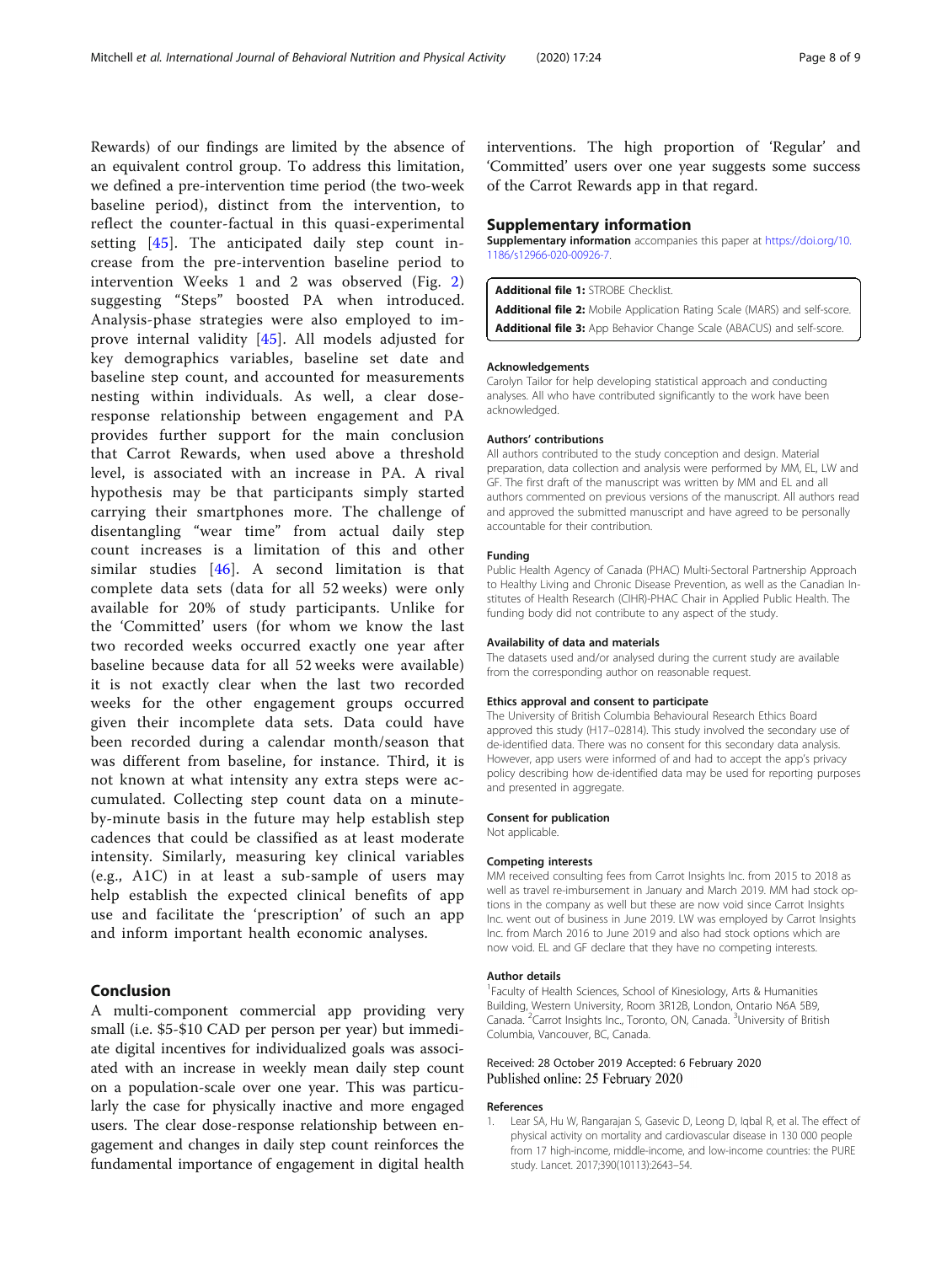Rewards) of our findings are limited by the absence of an equivalent control group. To address this limitation, we defined a pre-intervention time period (the two-week baseline period), distinct from the intervention, to reflect the counter-factual in this quasi-experimental setting [45]. The anticipated daily step count increase from the pre-intervention baseline period to intervention Weeks 1 and 2 was observed (Fig. 2) suggesting "Steps" boosted PA when introduced. Analysis-phase strategies were also employed to improve internal validity [45]. All models adjusted for key demographics variables, baseline set date and baseline step count, and accounted for measurements nesting within individuals. As well, a clear dose-response relationship between engagement and PA provides further support for the main conclusion that Carrot Rewards, when used above a threshold level, is associated with an increase in PA. A rival hypothesis may be that participants simply started carrying their smartphones more. The challenge of disentangling "wear time" from actual daily step count increases is a limitation of this and other similar studies [46]. A second limitation is that complete data sets (data for all 52 weeks) were only available for 20% of study participants. Unlike for the 'Committed' users (for whom we know the last two recorded weeks occurred exactly one year after baseline because data for all 52 weeks were available) it is not exactly clear when the last two recorded weeks for the other engagement groups occurred given their incomplete data sets. Data could have been recorded during a calendar month/season that was different from baseline, for instance. Third, it is not known at what intensity any extra steps were accumulated. Collecting step count data on a minute-by-minute basis in the future may help establish step cadences that could be classified as at least moderate intensity. Similarly, measuring key clinical variables (e.g., A1C) in at least a sub-sample of users may help establish the expected clinical benefits of app use and facilitate the 'prescription' of such an app and inform important health economic analyses.

## Conclusion

A multi-component commercial app providing very small (i.e. \$5-\$10 CAD per person per year) but immediate digital incentives for individualized goals was associated with an increase in weekly mean daily step count on a population-scale over one year. This was particularly the case for physically inactive and more engaged users. The clear dose-response relationship between engagement and changes in daily step count reinforces the fundamental importance of engagement in digital health interventions. The high proportion of 'Regular' and 'Committed' users over one year suggests some success of the Carrot Rewards app in that regard.

## Supplementary information

**Supplementary information** accompanies this paper at https://doi.org/10.1186/s12966-020-00926-7.

**Additional file 1:** STROBE Checklist.
**Additional file 2:** Mobile Application Rating Scale (MARS) and self-score.
**Additional file 3:** App Behavior Change Scale (ABACUS) and self-score.

#### Acknowledgements

Carolyn Tailor for help developing statistical approach and conducting analyses. All who have contributed significantly to the work have been acknowledged.

#### Authors' contributions

All authors contributed to the study conception and design. Material preparation, data collection and analysis were performed by MM, EL, LW and GF. The first draft of the manuscript was written by MM and EL and all authors commented on previous versions of the manuscript. All authors read and approved the submitted manuscript and have agreed to be personally accountable for their contribution.

#### Funding

Public Health Agency of Canada (PHAC) Multi-Sectoral Partnership Approach to Healthy Living and Chronic Disease Prevention, as well as the Canadian Institutes of Health Research (CIHR)-PHAC Chair in Applied Public Health. The funding body did not contribute to any aspect of the study.

#### Availability of data and materials

The datasets used and/or analysed during the current study are available from the corresponding author on reasonable request.

#### Ethics approval and consent to participate

The University of British Columbia Behavioural Research Ethics Board approved this study (H17–02814). This study involved the secondary use of de-identified data. There was no consent for this secondary data analysis. However, app users were informed of and had to accept the app's privacy policy describing how de-identified data may be used for reporting purposes and presented in aggregate.

#### Consent for publication

Not applicable.

#### Competing interests

MM received consulting fees from Carrot Insights Inc. from 2015 to 2018 as well as travel re-imbursement in January and March 2019. MM had stock options in the company as well but these are now void since Carrot Insights Inc. went out of business in June 2019. LW was employed by Carrot Insights Inc. from March 2016 to June 2019 and also had stock options which are now void. EL and GF declare that they have no competing interests.

#### Author details

[1]Faculty of Health Sciences, School of Kinesiology, Arts & Humanities Building, Western University, Room 3R12B, London, Ontario N6A 5B9, Canada. [2]Carrot Insights Inc., Toronto, ON, Canada. [3]University of British Columbia, Vancouver, BC, Canada.

Received: 28 October 2019 Accepted: 6 February 2020
Published online: 25 February 2020

#### References

1. Lear SA, Hu W, Rangarajan S, Gasevic D, Leong D, Iqbal R, et al. The effect of physical activity on mortality and cardiovascular disease in 130 000 people from 17 high-income, middle-income, and low-income countries: the PURE study. Lancet. 2017;390(10113):2643–54.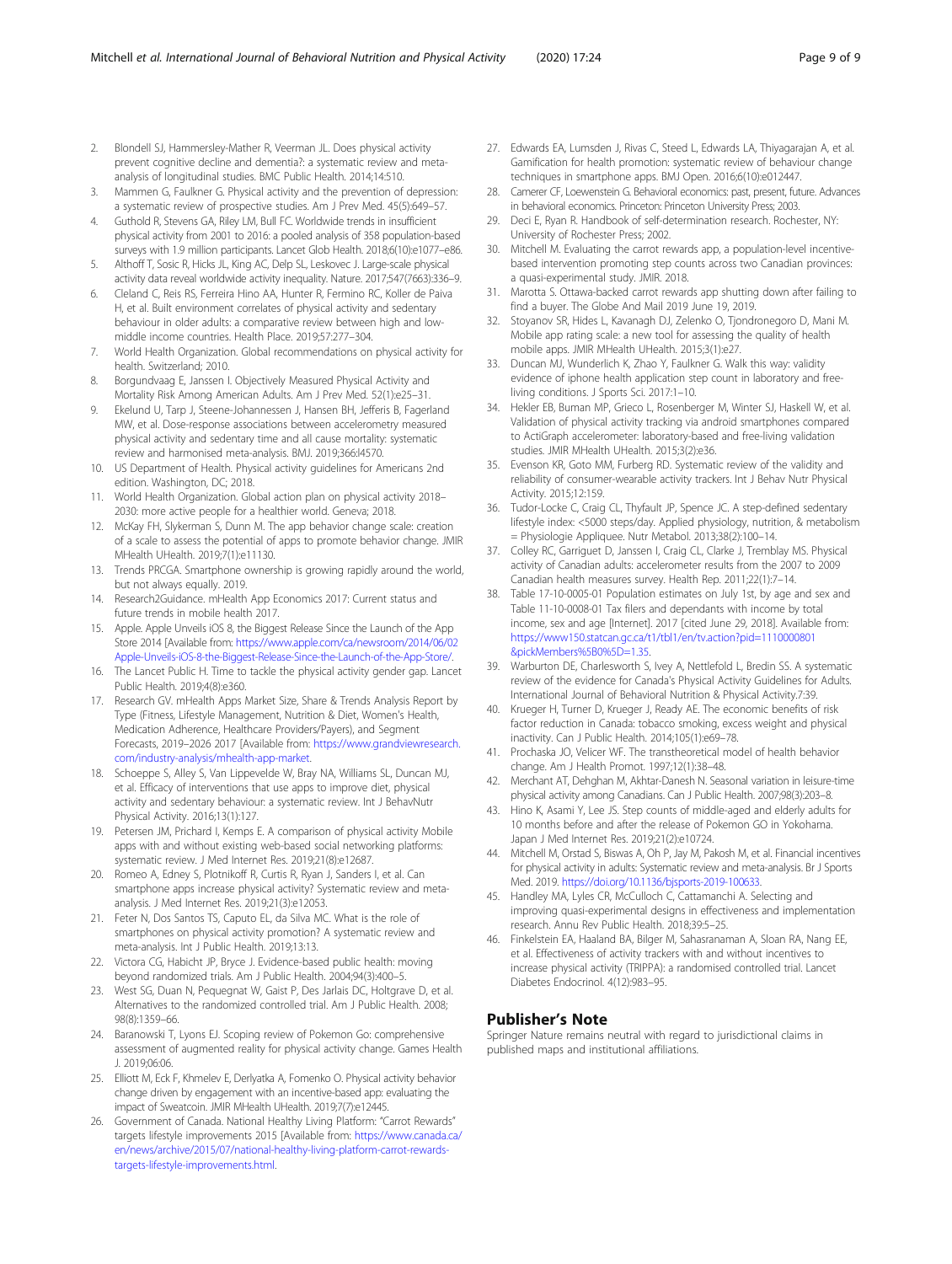2. Blondell SJ, Hammersley-Mather R, Veerman JL. Does physical activity prevent cognitive decline and dementia?: a systematic review and meta-analysis of longitudinal studies. BMC Public Health. 2014;14:510.
3. Mammen G, Faulkner G. Physical activity and the prevention of depression: a systematic review of prospective studies. Am J Prev Med. 45(5):649–57.
4. Guthold R, Stevens GA, Riley LM, Bull FC. Worldwide trends in insufficient physical activity from 2001 to 2016: a pooled analysis of 358 population-based surveys with 1.9 million participants. Lancet Glob Health. 2018;6(10):e1077–e86.
5. Althoff T, Sosic R, Hicks JL, King AC, Delp SL, Leskovec J. Large-scale physical activity data reveal worldwide activity inequality. Nature. 2017;547(7663):336–9.
6. Cleland C, Reis RS, Ferreira Hino AA, Hunter R, Fermino RC, Koller de Paiva H, et al. Built environment correlates of physical activity and sedentary behaviour in older adults: a comparative review between high and low-middle income countries. Health Place. 2019;57:277–304.
7. World Health Organization. Global recommendations on physical activity for health. Switzerland; 2010.
8. Borgundvaag E, Janssen I. Objectively Measured Physical Activity and Mortality Risk Among American Adults. Am J Prev Med. 52(1):e25–31.
9. Ekelund U, Tarp J, Steene-Johannessen J, Hansen BH, Jefferis B, Fagerland MW, et al. Dose-response associations between accelerometry measured physical activity and sedentary time and all cause mortality: systematic review and harmonised meta-analysis. BMJ. 2019;366:l4570.
10. US Department of Health. Physical activity guidelines for Americans 2nd edition. Washington, DC; 2018.
11. World Health Organization. Global action plan on physical activity 2018–2030: more active people for a healthier world. Geneva; 2018.
12. McKay FH, Slykerman S, Dunn M. The app behavior change scale: creation of a scale to assess the potential of apps to promote behavior change. JMIR MHealth UHealth. 2019;7(1):e11130.
13. Trends PRCGA. Smartphone ownership is growing rapidly around the world, but not always equally. 2019.
14. Research2Guidance. mHealth App Economics 2017: Current status and future trends in mobile health 2017.
15. Apple. Apple Unveils iOS 8, the Biggest Release Since the Launch of the App Store 2014 [Available from: https://www.apple.com/ca/newsroom/2014/06/02Apple-Unveils-iOS-8-the-Biggest-Release-Since-the-Launch-of-the-App-Store/.
16. The Lancet Public H. Time to tackle the physical activity gender gap. Lancet Public Health. 2019;4(8):e360.
17. Research GV. mHealth Apps Market Size, Share & Trends Analysis Report by Type (Fitness, Lifestyle Management, Nutrition & Diet, Women's Health, Medication Adherence, Healthcare Providers/Payers), and Segment Forecasts, 2019–2026 2017 [Available from: https://www.grandviewresearch.com/industry-analysis/mhealth-app-market.
18. Schoeppe S, Alley S, Van Lippevelde W, Bray NA, Williams SL, Duncan MJ, et al. Efficacy of interventions that use apps to improve diet, physical activity and sedentary behaviour: a systematic review. Int J BehavNutr Physical Activity. 2016;13(1):127.
19. Petersen JM, Prichard I, Kemps E. A comparison of physical activity Mobile apps with and without existing web-based social networking platforms: systematic review. J Med Internet Res. 2019;21(8):e12687.
20. Romeo A, Edney S, Plotnikoff R, Curtis R, Ryan J, Sanders I, et al. Can smartphone apps increase physical activity? Systematic review and meta-analysis. J Med Internet Res. 2019;21(3):e12053.
21. Feter N, Dos Santos TS, Caputo EL, da Silva MC. What is the role of smartphones on physical activity promotion? A systematic review and meta-analysis. Int J Public Health. 2019;13:13.
22. Victora CG, Habicht JP, Bryce J. Evidence-based public health: moving beyond randomized trials. Am J Public Health. 2004;94(3):400–5.
23. West SG, Duan N, Pequegnat W, Gaist P, Des Jarlais DC, Holtgrave D, et al. Alternatives to the randomized controlled trial. Am J Public Health. 2008;98(8):1359–66.
24. Baranowski T, Lyons EJ. Scoping review of Pokemon Go: comprehensive assessment of augmented reality for physical activity change. Games Health J. 2019;06:06.
25. Elliott M, Eck F, Khmelev E, Derlyatka A, Fomenko O. Physical activity behavior change driven by engagement with an incentive-based app: evaluating the impact of Sweatcoin. JMIR MHealth UHealth. 2019;7(7):e12445.
26. Government of Canada. National Healthy Living Platform: "Carrot Rewards" targets lifestyle improvements 2015 [Available from: https://www.canada.ca/en/news/archive/2015/07/national-healthy-living-platform-carrot-rewards-targets-lifestyle-improvements.html.
27. Edwards EA, Lumsden J, Rivas C, Steed L, Edwards LA, Thiyagarajan A, et al. Gamification for health promotion: systematic review of behaviour change techniques in smartphone apps. BMJ Open. 2016;6(10):e012447.
28. Camerer CF, Loewenstein G. Behavioral economics: past, present, future. Advances in behavioral economics. Princeton: Princeton University Press; 2003.
29. Deci E, Ryan R. Handbook of self-determination research. Rochester, NY: University of Rochester Press; 2002.
30. Mitchell M. Evaluating the carrot rewards app, a population-level incentive-based intervention promoting step counts across two Canadian provinces: a quasi-experimental study. JMIR. 2018.
31. Marotta S. Ottawa-backed carrot rewards app shutting down after failing to find a buyer. The Globe And Mail 2019 June 19, 2019.
32. Stoyanov SR, Hides L, Kavanagh DJ, Zelenko O, Tjondronegoro D, Mani M. Mobile app rating scale: a new tool for assessing the quality of health mobile apps. JMIR MHealth UHealth. 2015;3(1):e27.
33. Duncan MJ, Wunderlich K, Zhao Y, Faulkner G. Walk this way: validity evidence of iphone health application step count in laboratory and free-living conditions. J Sports Sci. 2017:1–10.
34. Hekler EB, Buman MP, Grieco L, Rosenberger M, Winter SJ, Haskell W, et al. Validation of physical activity tracking via android smartphones compared to ActiGraph accelerometer: laboratory-based and free-living validation studies. JMIR MHealth UHealth. 2015;3(2):e36.
35. Evenson KR, Goto MM, Furberg RD. Systematic review of the validity and reliability of consumer-wearable activity trackers. Int J Behav Nutr Physical Activity. 2015;12:159.
36. Tudor-Locke C, Craig CL, Thyfault JP, Spence JC. A step-defined sedentary lifestyle index: <5000 steps/day. Applied physiology, nutrition, & metabolism = Physiologie Appliquee. Nutr Metabol. 2013;38(2):100–14.
37. Colley RC, Garriguet D, Janssen I, Craig CL, Clarke J, Tremblay MS. Physical activity of Canadian adults: accelerometer results from the 2007 to 2009 Canadian health measures survey. Health Rep. 2011;22(1):7–14.
38. Table 17-10-0005-01 Population estimates on July 1st, by age and sex and Table 11-10-0008-01 Tax filers and dependants with income by total income, sex and age [Internet]. 2017 [cited June 29, 2018]. Available from: https://www150.statcan.gc.ca/t1/tbl1/en/tv.action?pid=1110000801&pickMembers%5B0%5D=1.35.
39. Warburton DE, Charlesworth S, Ivey A, Nettlefold L, Bredin SS. A systematic review of the evidence for Canada's Physical Activity Guidelines for Adults. International Journal of Behavioral Nutrition & Physical Activity.7:39.
40. Krueger H, Turner D, Krueger J, Ready AE. The economic benefits of risk factor reduction in Canada: tobacco smoking, excess weight and physical inactivity. Can J Public Health. 2014;105(1):e69–78.
41. Prochaska JO, Velicer WF. The transtheoretical model of health behavior change. Am J Health Promot. 1997;12(1):38–48.
42. Merchant AT, Dehghan M, Akhtar-Danesh N. Seasonal variation in leisure-time physical activity among Canadians. Can J Public Health. 2007;98(3):203–8.
43. Hino K, Asami Y, Lee JS. Step counts of middle-aged and elderly adults for 10 months before and after the release of Pokemon GO in Yokohama. Japan J Med Internet Res. 2019;21(2):e10724.
44. Mitchell M, Orstad S, Biswas A, Oh P, Jay M, Pakosh M, et al. Financial incentives for physical activity in adults: Systematic review and meta-analysis. Br J Sports Med. 2019. https://doi.org/10.1136/bjsports-2019-100633.
45. Handley MA, Lyles CR, McCulloch C, Cattamanchi A. Selecting and improving quasi-experimental designs in effectiveness and implementation research. Annu Rev Public Health. 2018;39:5–25.
46. Finkelstein EA, Haaland BA, Bilger M, Sahasranaman A, Sloan RA, Nang EE, et al. Effectiveness of activity trackers with and without incentives to increase physical activity (TRIPPA): a randomised controlled trial. Lancet Diabetes Endocrinol. 4(12):983–95.

## Publisher's Note

Springer Nature remains neutral with regard to jurisdictional claims in published maps and institutional affiliations.